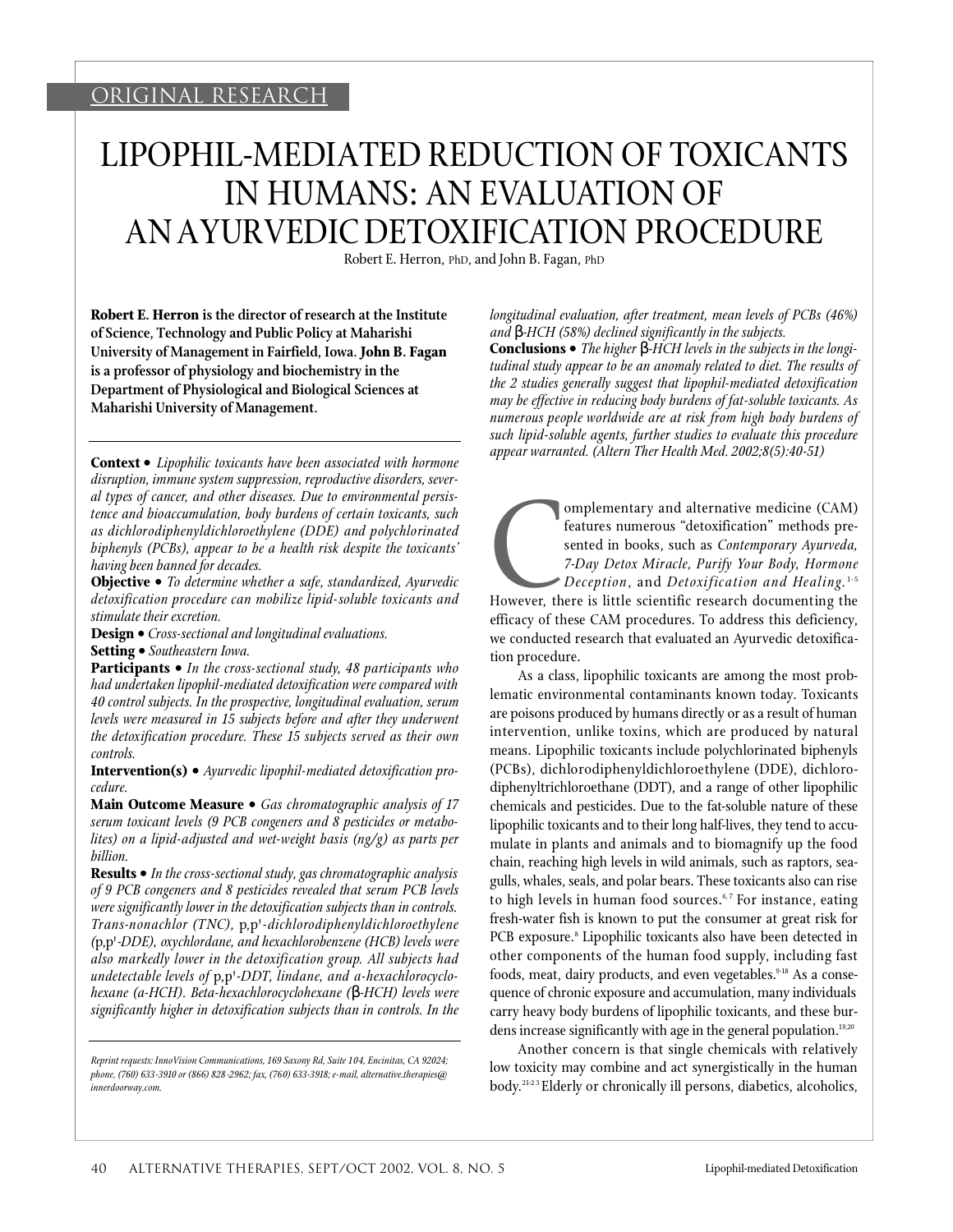ORIGINAL RESEARCH

# LIPOPHIL-MEDIATED REDUCTION OF TOXICANTS IN HUMANS: AN EVALUATION OF AN AYURVEDIC DETOXIFICATION PROCEDURE

Robert E. Herron, PhD, and John B. Fagan, PhD

**Robert E. Herron is the director of research at the Institute of Science, Technology and Public Policy at Maharishi University of Management in Fairfield, Iowa. John B. Fagan is a professor of physiology and biochemistry in the Department of Physiological and Biological Sciences at Maharishi University of Management.**

**Context •** *Lipophilic toxicants have been associated with hormone disruption, immune system suppression, reproductive disorders, several types of cancer, and other diseases. Due to environmental persistence and bioaccumulation, body burdens of certain toxicants, such as dichlorodiphenyldichloroethylene (DDE) and polychlorinated biphenyls (PCBs), appear to be a health risk despite the toxicants' having been banned for decades.*

**Objective •** *To determine whether a safe, standardized, Ayurvedic detoxification procedure can mobilize lipid-soluble toxicants and stimulate their excretion.*

**Design •** *Cross-sectional and longitudinal evaluations.*

**Setting •** *Southeastern Iowa.*

**Participants •** *In the cross-sectional study, 48 participants who had undertaken lipophil-mediated detoxification were compared with 40 control subjects. In the prospective, longitudinal evaluation, serum levels were measured in 15 subjects before and after they underwent the detoxification procedure. These 15 subjects served as their own controls.*

**Intervention(s) •** *Ayurvedic lipophil-mediated detoxification procedure.*

**Main Outcome Measure •** *Gas chromatographic analysis of 17 serum toxicant levels (9 PCB congeners and 8 pesticides or metabolites) on a lipid-adjusted and wet-weight basis (ng/g) as parts per billion.*

**Results •** *In the cross-sectional study, gas chromatographic analysis of 9 PCB congeners and 8 pesticides revealed that serum PCB levels were significantly lower in the detoxification subjects than in controls. Trans-nonachlor (TNC),* p,p'*-dichlorodiphenyldichloroethylene (*p,p'*-DDE), oxychlordane, and hexachlorobenzene (HCB) levels were also markedly lower in the detoxification group. All subjects had undetectable levels of* p,p'*-DDT, lindane, and a-hexachlorocyclohexane (a-HCH). Beta-hexachlorocyclohexane (β-HCH) levels were significantly higher in detoxification subjects than in controls. In the longitudinal evaluation, after treatment, mean levels of PCBs (46%) and β-HCH (58%) declined significantly in the subjects.*

**Conclusions •** *The higher β-HCH levels in the subjects in the longitudinal study appear to be an anomaly related to diet. The results of the 2 studies generally suggest that lipophil-mediated detoxification may be effective in reducing body burdens of fat-soluble toxicants. As numerous people worldwide are at risk from high body burdens of such lipid-soluble agents, further studies to evaluate this procedure appear warranted. (Altern Ther Health Med. 2002;8(5):40-51)*

*Reprint requests: InnoVision Communications, 169 Saxony Rd, Suite 104, Encinitas, CA 92024; phone, (760) 633-3910 or (866) 828-2962; fax, (760) 633-3918; e-mail, alternative.therapies@innerdoorway.com.*

Complementary and alternative medicine (CAM) features numerous "detoxification" methods presented in books, such as *Contemporary Ayurveda, 7-Day Detox Miracle, Purify Your Body, Hormone Deception*, and *Detoxification and Healing.*[1-5] However, there is little scientific research documenting the efficacy of these CAM procedures. To address this deficiency, we conducted research that evaluated an Ayurvedic detoxification procedure.

As a class, lipophilic toxicants are among the most problematic environmental contaminants known today. Toxicants are poisons produced by humans directly or as a result of human intervention, unlike toxins, which are produced by natural means. Lipophilic toxicants include polychlorinated biphenyls (PCBs), dichlorodiphenyldichloroethylene (DDE), dichlorodiphenyltrichloroethane (DDT), and a range of other lipophilic chemicals and pesticides. Due to the fat-soluble nature of these lipophilic toxicants and to their long half-lives, they tend to accumulate in plants and animals and to biomagnify up the food chain, reaching high levels in wild animals, such as raptors, seagulls, whales, seals, and polar bears. These toxicants also can rise to high levels in human food sources.[6,7] For instance, eating fresh-water fish is known to put the consumer at great risk for PCB exposure.[8] Lipophilic toxicants also have been detected in other components of the human food supply, including fast foods, meat, dairy products, and even vegetables.[9-18] As a consequence of chronic exposure and accumulation, many individuals carry heavy body burdens of lipophilic toxicants, and these burdens increase significantly with age in the general population.[19,20]

Another concern is that single chemicals with relatively low toxicity may combine and act synergistically in the human body.[21-23] Elderly or chronically ill persons, diabetics, alcoholics,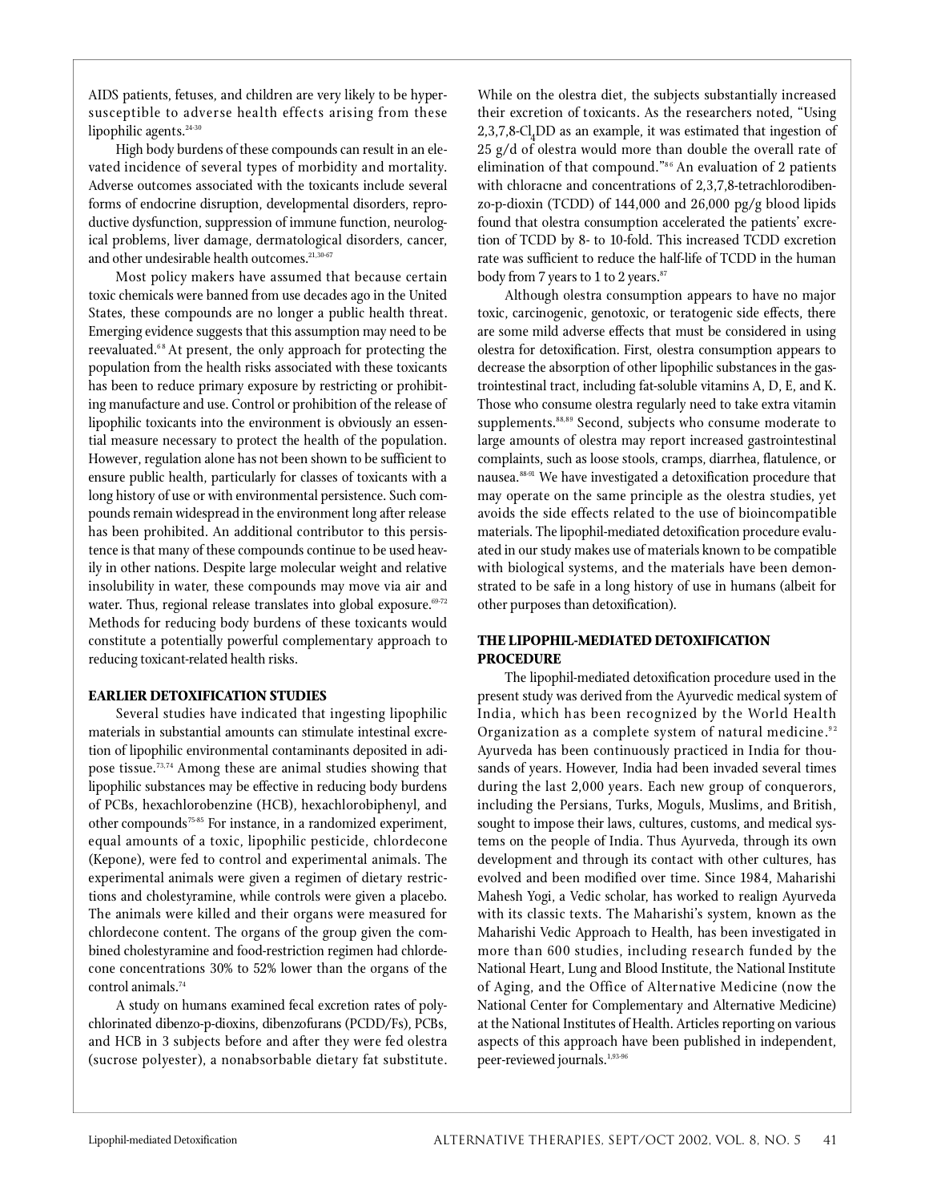AIDS patients, fetuses, and children are very likely to be hypersusceptible to adverse health effects arising from these lipophilic agents.[24-30]

High body burdens of these compounds can result in an elevated incidence of several types of morbidity and mortality. Adverse outcomes associated with the toxicants include several forms of endocrine disruption, developmental disorders, reproductive dysfunction, suppression of immune function, neurological problems, liver damage, dermatological disorders, cancer, and other undesirable health outcomes.[21,30-67]

Most policy makers have assumed that because certain toxic chemicals were banned from use decades ago in the United States, these compounds are no longer a public health threat. Emerging evidence suggests that this assumption may need to be reevaluated.[68] At present, the only approach for protecting the population from the health risks associated with these toxicants has been to reduce primary exposure by restricting or prohibiting manufacture and use. Control or prohibition of the release of lipophilic toxicants into the environment is obviously an essential measure necessary to protect the health of the population. However, regulation alone has not been shown to be sufficient to ensure public health, particularly for classes of toxicants with a long history of use or with environmental persistence. Such compounds remain widespread in the environment long after release has been prohibited. An additional contributor to this persistence is that many of these compounds continue to be used heavily in other nations. Despite large molecular weight and relative insolubility in water, these compounds may move via air and water. Thus, regional release translates into global exposure.[69-72] Methods for reducing body burdens of these toxicants would constitute a potentially powerful complementary approach to reducing toxicant-related health risks.

## EARLIER DETOXIFICATION STUDIES

Several studies have indicated that ingesting lipophilic materials in substantial amounts can stimulate intestinal excretion of lipophilic environmental contaminants deposited in adipose tissue.[73,74] Among these are animal studies showing that lipophilic substances may be effective in reducing body burdens of PCBs, hexachlorobenzine (HCB), hexachlorobiphenyl, and other compounds[75-85] For instance, in a randomized experiment, equal amounts of a toxic, lipophilic pesticide, chlordecone (Kepone), were fed to control and experimental animals. The experimental animals were given a regimen of dietary restrictions and cholestyramine, while controls were given a placebo. The animals were killed and their organs were measured for chlordecone content. The organs of the group given the combined cholestyramine and food-restriction regimen had chlordecone concentrations 30% to 52% lower than the organs of the control animals.[74]

A study on humans examined fecal excretion rates of polychlorinated dibenzo-p-dioxins, dibenzofurans (PCDD/Fs), PCBs, and HCB in 3 subjects before and after they were fed olestra (sucrose polyester), a nonabsorbable dietary fat substitute. While on the olestra diet, the subjects substantially increased their excretion of toxicants. As the researchers noted, "Using 2,3,7,8-$Cl_4$DD as an example, it was estimated that ingestion of 25 g/d of olestra would more than double the overall rate of elimination of that compound."[86] An evaluation of 2 patients with chloracne and concentrations of 2,3,7,8-tetrachlorodibenzo-p-dioxin (TCDD) of 144,000 and 26,000 pg/g blood lipids found that olestra consumption accelerated the patients' excretion of TCDD by 8- to 10-fold. This increased TCDD excretion rate was sufficient to reduce the half-life of TCDD in the human body from 7 years to 1 to 2 years.[87]

Although olestra consumption appears to have no major toxic, carcinogenic, genotoxic, or teratogenic side effects, there are some mild adverse effects that must be considered in using olestra for detoxification. First, olestra consumption appears to decrease the absorption of other lipophilic substances in the gastrointestinal tract, including fat-soluble vitamins A, D, E, and K. Those who consume olestra regularly need to take extra vitamin supplements.[88,89] Second, subjects who consume moderate to large amounts of olestra may report increased gastrointestinal complaints, such as loose stools, cramps, diarrhea, flatulence, or nausea.[88-91] We have investigated a detoxification procedure that may operate on the same principle as the olestra studies, yet avoids the side effects related to the use of bioincompatible materials. The lipophil-mediated detoxification procedure evaluated in our study makes use of materials known to be compatible with biological systems, and the materials have been demonstrated to be safe in a long history of use in humans (albeit for other purposes than detoxification).

## THE LIPOPHIL-MEDIATED DETOXIFICATION PROCEDURE

The lipophil-mediated detoxification procedure used in the present study was derived from the Ayurvedic medical system of India, which has been recognized by the World Health Organization as a complete system of natural medicine.[92] Ayurveda has been continuously practiced in India for thousands of years. However, India had been invaded several times during the last 2,000 years. Each new group of conquerors, including the Persians, Turks, Moguls, Muslims, and British, sought to impose their laws, cultures, customs, and medical systems on the people of India. Thus Ayurveda, through its own development and through its contact with other cultures, has evolved and been modified over time. Since 1984, Maharishi Mahesh Yogi, a Vedic scholar, has worked to realign Ayurveda with its classic texts. The Maharishi's system, known as the Maharishi Vedic Approach to Health, has been investigated in more than 600 studies, including research funded by the National Heart, Lung and Blood Institute, the National Institute of Aging, and the Office of Alternative Medicine (now the National Center for Complementary and Alternative Medicine) at the National Institutes of Health. Articles reporting on various aspects of this approach have been published in independent, peer-reviewed journals.[1,93-96]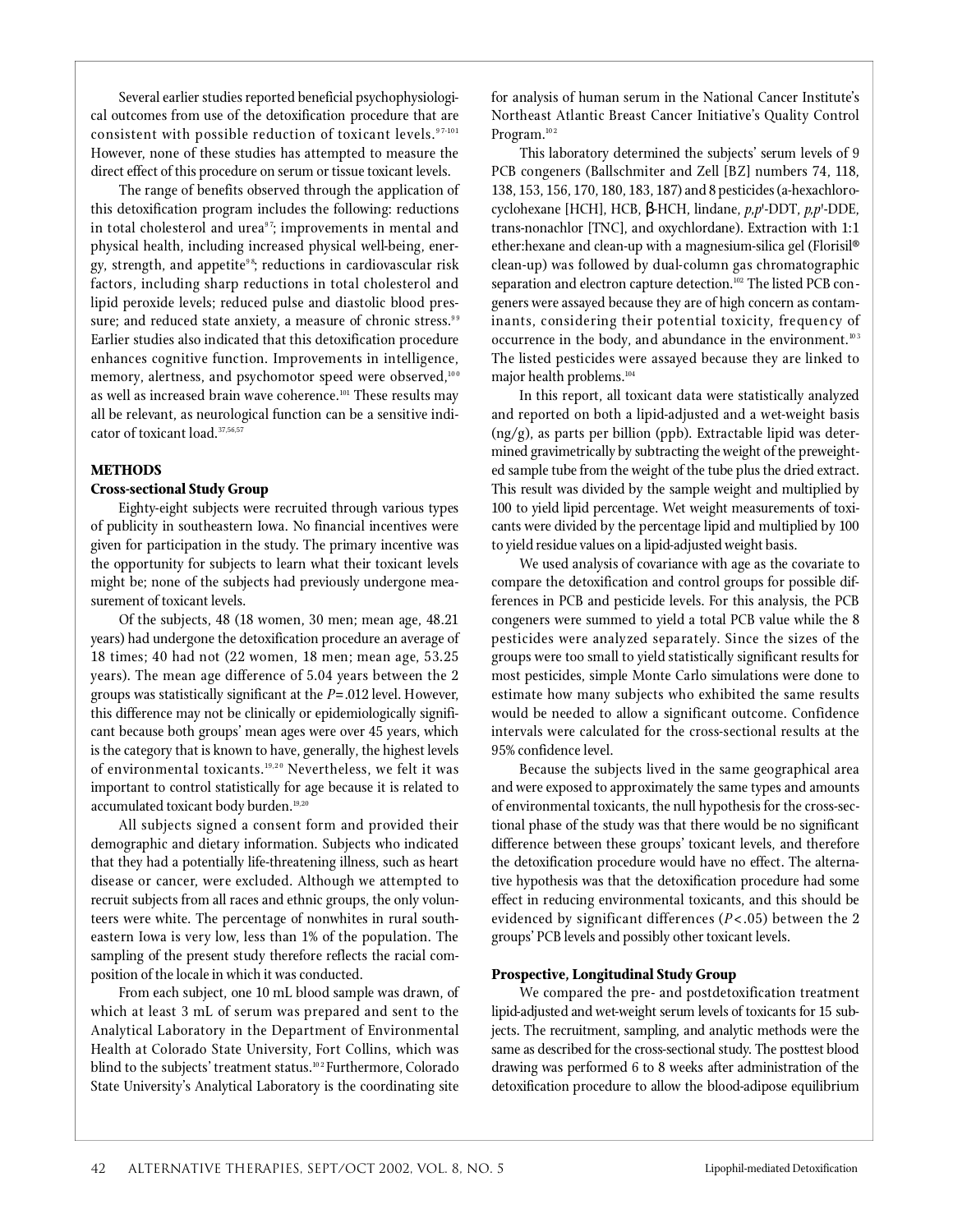Several earlier studies reported beneficial psychophysiological outcomes from use of the detoxification procedure that are consistent with possible reduction of toxicant levels.[97-101] However, none of these studies has attempted to measure the direct effect of this procedure on serum or tissue toxicant levels.

The range of benefits observed through the application of this detoxification program includes the following: reductions in total cholesterol and urea[97]; improvements in mental and physical health, including increased physical well-being, energy, strength, and appetite[98]; reductions in cardiovascular risk factors, including sharp reductions in total cholesterol and lipid peroxide levels; reduced pulse and diastolic blood pressure; and reduced state anxiety, a measure of chronic stress.[99] Earlier studies also indicated that this detoxification procedure enhances cognitive function. Improvements in intelligence, memory, alertness, and psychomotor speed were observed,[100] as well as increased brain wave coherence.[101] These results may all be relevant, as neurological function can be a sensitive indicator of toxicant load.[37,56,57]

## METHODS

### Cross-sectional Study Group

Eighty-eight subjects were recruited through various types of publicity in southeastern Iowa. No financial incentives were given for participation in the study. The primary incentive was the opportunity for subjects to learn what their toxicant levels might be; none of the subjects had previously undergone measurement of toxicant levels.

Of the subjects, 48 (18 women, 30 men; mean age, 48.21 years) had undergone the detoxification procedure an average of 18 times; 40 had not (22 women, 18 men; mean age, 53.25 years). The mean age difference of 5.04 years between the 2 groups was statistically significant at the $P = .012$ level. However, this difference may not be clinically or epidemiologically significant because both groups' mean ages were over 45 years, which is the category that is known to have, generally, the highest levels of environmental toxicants.[19,20] Nevertheless, we felt it was important to control statistically for age because it is related to accumulated toxicant body burden.[19,20]

All subjects signed a consent form and provided their demographic and dietary information. Subjects who indicated that they had a potentially life-threatening illness, such as heart disease or cancer, were excluded. Although we attempted to recruit subjects from all races and ethnic groups, the only volunteers were white. The percentage of nonwhites in rural southeastern Iowa is very low, less than 1% of the population. The sampling of the present study therefore reflects the racial composition of the locale in which it was conducted.

From each subject, one 10 mL blood sample was drawn, of which at least 3 mL of serum was prepared and sent to the Analytical Laboratory in the Department of Environmental Health at Colorado State University, Fort Collins, which was blind to the subjects' treatment status.[102] Furthermore, Colorado State University's Analytical Laboratory is the coordinating site for analysis of human serum in the National Cancer Institute's Northeast Atlantic Breast Cancer Initiative's Quality Control Program.[102]

This laboratory determined the subjects' serum levels of 9 PCB congeners (Ballschmiter and Zell [BZ] numbers 74, 118, 138, 153, 156, 170, 180, 183, 187) and 8 pesticides (a-hexachlorocyclohexane [HCH], HCB, β-HCH, lindane, *p,p*'-DDT, *p,p*'-DDE, trans-nonachlor [TNC], and oxychlordane). Extraction with 1:1 ether:hexane and clean-up with a magnesium-silica gel (Florisil® clean-up) was followed by dual-column gas chromatographic separation and electron capture detection.[102] The listed PCB congeners were assayed because they are of high concern as contaminants, considering their potential toxicity, frequency of occurrence in the body, and abundance in the environment.[103] The listed pesticides were assayed because they are linked to major health problems.[104]

In this report, all toxicant data were statistically analyzed and reported on both a lipid-adjusted and a wet-weight basis (ng/g), as parts per billion (ppb). Extractable lipid was determined gravimetrically by subtracting the weight of the preweighted sample tube from the weight of the tube plus the dried extract. This result was divided by the sample weight and multiplied by 100 to yield lipid percentage. Wet weight measurements of toxicants were divided by the percentage lipid and multiplied by 100 to yield residue values on a lipid-adjusted weight basis.

We used analysis of covariance with age as the covariate to compare the detoxification and control groups for possible differences in PCB and pesticide levels. For this analysis, the PCB congeners were summed to yield a total PCB value while the 8 pesticides were analyzed separately. Since the sizes of the groups were too small to yield statistically significant results for most pesticides, simple Monte Carlo simulations were done to estimate how many subjects who exhibited the same results would be needed to allow a significant outcome. Confidence intervals were calculated for the cross-sectional results at the 95% confidence level.

Because the subjects lived in the same geographical area and were exposed to approximately the same types and amounts of environmental toxicants, the null hypothesis for the cross-sectional phase of the study was that there would be no significant difference between these groups' toxicant levels, and therefore the detoxification procedure would have no effect. The alternative hypothesis was that the detoxification procedure had some effect in reducing environmental toxicants, and this should be evidenced by significant differences ($P < .05$) between the 2 groups' PCB levels and possibly other toxicant levels.

### Prospective, Longitudinal Study Group

We compared the pre- and postdetoxification treatment lipid-adjusted and wet-weight serum levels of toxicants for 15 subjects. The recruitment, sampling, and analytic methods were the same as described for the cross-sectional study. The posttest blood drawing was performed 6 to 8 weeks after administration of the detoxification procedure to allow the blood-adipose equilibrium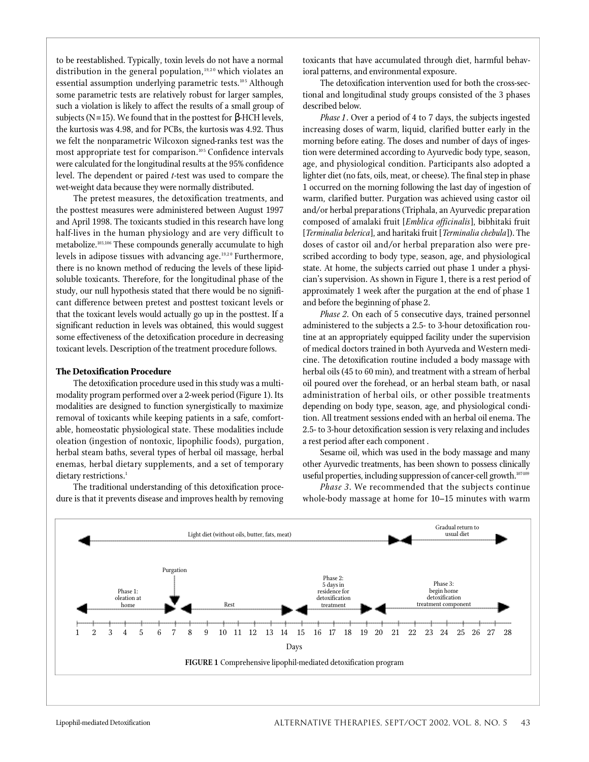to be reestablished. Typically, toxin levels do not have a normal distribution in the general population,[19,20] which violates an essential assumption underlying parametric tests.[105] Although some parametric tests are relatively robust for larger samples, such a violation is likely to affect the results of a small group of subjects (N=15). We found that in the posttest for β-HCH levels, the kurtosis was 4.98, and for PCBs, the kurtosis was 4.92. Thus we felt the nonparametric Wilcoxon signed-ranks test was the most appropriate test for comparison.[105] Confidence intervals were calculated for the longitudinal results at the 95% confidence level. The dependent or paired *t*-test was used to compare the wet-weight data because they were normally distributed.

The pretest measures, the detoxification treatments, and the posttest measures were administered between August 1997 and April 1998. The toxicants studied in this research have long half-lives in the human physiology and are very difficult to metabolize.[103,106] These compounds generally accumulate to high levels in adipose tissues with advancing age.[19,20] Furthermore, there is no known method of reducing the levels of these lipid-soluble toxicants. Therefore, for the longitudinal phase of the study, our null hypothesis stated that there would be no significant difference between pretest and posttest toxicant levels or that the toxicant levels would actually go up in the posttest. If a significant reduction in levels was obtained, this would suggest some effectiveness of the detoxification procedure in decreasing toxicant levels. Description of the treatment procedure follows.

### The Detoxification Procedure

The detoxification procedure used in this study was a multimodality program performed over a 2-week period (Figure 1). Its modalities are designed to function synergistically to maximize removal of toxicants while keeping patients in a safe, comfortable, homeostatic physiological state. These modalities include oleation (ingestion of nontoxic, lipophilic foods), purgation, herbal steam baths, several types of herbal oil massage, herbal enemas, herbal dietary supplements, and a set of temporary dietary restrictions.[1]

The traditional understanding of this detoxification procedure is that it prevents disease and improves health by removing toxicants that have accumulated through diet, harmful behavioral patterns, and environmental exposure.

The detoxification intervention used for both the cross-sectional and longitudinal study groups consisted of the 3 phases described below.

*Phase 1*. Over a period of 4 to 7 days, the subjects ingested increasing doses of warm, liquid, clarified butter early in the morning before eating. The doses and number of days of ingestion were determined according to Ayurvedic body type, season, age, and physiological condition. Participants also adopted a lighter diet (no fats, oils, meat, or cheese). The final step in phase 1 occurred on the morning following the last day of ingestion of warm, clarified butter. Purgation was achieved using castor oil and/or herbal preparations (Triphala, an Ayurvedic preparation composed of amalaki fruit [*Emblica officinalis*], bibhitaki fruit [*Terminalia belerica*], and haritaki fruit [*Terminalia chebula*]). The doses of castor oil and/or herbal preparation also were prescribed according to body type, season, age, and physiological state. At home, the subjects carried out phase 1 under a physician's supervision. As shown in Figure 1, there is a rest period of approximately 1 week after the purgation at the end of phase 1 and before the beginning of phase 2.

*Phase 2*. On each of 5 consecutive days, trained personnel administered to the subjects a 2.5- to 3-hour detoxification routine at an appropriately equipped facility under the supervision of medical doctors trained in both Ayurveda and Western medicine. The detoxification routine included a body massage with herbal oils (45 to 60 min), and treatment with a stream of herbal oil poured over the forehead, or an herbal steam bath, or nasal administration of herbal oils, or other possible treatments depending on body type, season, age, and physiological condition. All treatment sessions ended with an herbal oil enema. The 2.5- to 3-hour detoxification session is very relaxing and includes a rest period after each component .

Sesame oil, which was used in the body massage and many other Ayurvedic treatments, has been shown to possess clinically useful properties, including suppression of cancer-cell growth.[107-109]

*Phase 3*. We recommended that the subjects continue whole-body massage at home for 10–15 minutes with warm

Light diet (without oils, butter, fats, meat) — Gradual return to usual diet

Phase 1: oleation at home — Purgation — Rest — Phase 2: 5 days in residence for detoxification treatment — Phase 3: begin home detoxification treatment component

Days: 1 2 3 4 5 6 7 8 9 10 11 12 13 14 15 16 17 18 19 20 21 22 23 24 25 26 27 28

**FIGURE 1** Comprehensive lipophil-mediated detoxification program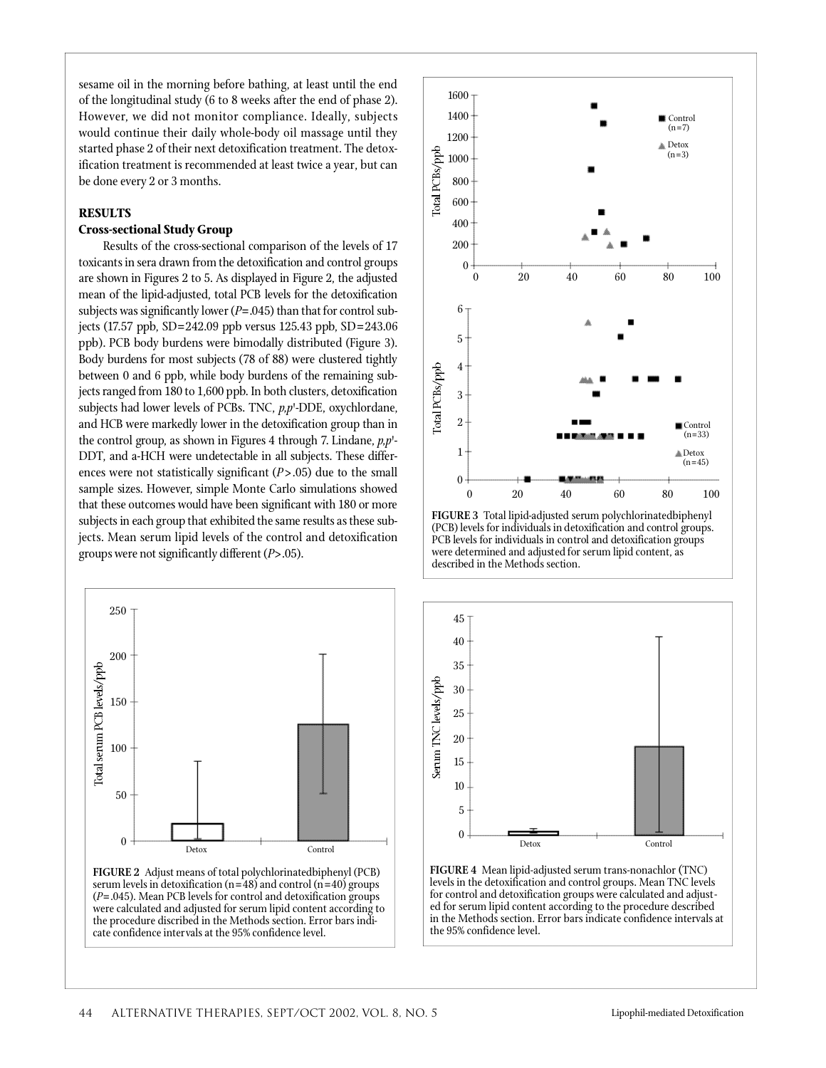sesame oil in the morning before bathing, at least until the end of the longitudinal study (6 to 8 weeks after the end of phase 2). However, we did not monitor compliance. Ideally, subjects would continue their daily whole-body oil massage until they started phase 2 of their next detoxification treatment. The detoxification treatment is recommended at least twice a year, but can be done every 2 or 3 months.

## RESULTS

### Cross-sectional Study Group

Results of the cross-sectional comparison of the levels of 17 toxicants in sera drawn from the detoxification and control groups are shown in Figures 2 to 5. As displayed in Figure 2, the adjusted mean of the lipid-adjusted, total PCB levels for the detoxification subjects was significantly lower ($P$=.045) than that for control subjects (17.57 ppb, SD=242.09 ppb versus 125.43 ppb, SD=243.06 ppb). PCB body burdens were bimodally distributed (Figure 3). Body burdens for most subjects (78 of 88) were clustered tightly between 0 and 6 ppb, while body burdens of the remaining subjects ranged from 180 to 1,600 ppb. In both clusters, detoxification subjects had lower levels of PCBs. TNC, *p,p'*-DDE, oxychlordane, and HCB were markedly lower in the detoxification group than in the control group, as shown in Figures 4 through 7. Lindane, *p,p'*-DDT, and a-HCH were undetectable in all subjects. These differences were not statistically significant ($P$>.05) due to the small sample sizes. However, simple Monte Carlo simulations showed that these outcomes would have been significant with 180 or more subjects in each group that exhibited the same results as these subjects. Mean serum lipid levels of the control and detoxification groups were not significantly different ($P$>.05).

**FIGURE 3** Total lipid-adjusted serum polychlorinatedbiphenyl (PCB) levels for individuals in detoxification and control groups. PCB levels for individuals in control and detoxification groups were determined and adjusted for serum lipid content, as described in the Methods section.

**FIGURE 2** Adjust means of total polychlorinatedbiphenyl (PCB) serum levels in detoxification (n=48) and control (n=40) groups ($P$=.045). Mean PCB levels for control and detoxification groups were calculated and adjusted for serum lipid content according to the procedure discribed in the Methods section. Error bars indicate confidence intervals at the 95% confidence level.

**FIGURE 4** Mean lipid-adjusted serum trans-nonachlor (TNC) levels in the detoxification and control groups. Mean TNC levels for control and detoxification groups were calculated and adjusted for serum lipid content according to the procedure described in the Methods section. Error bars indicate confidence intervals at the 95% confidence level.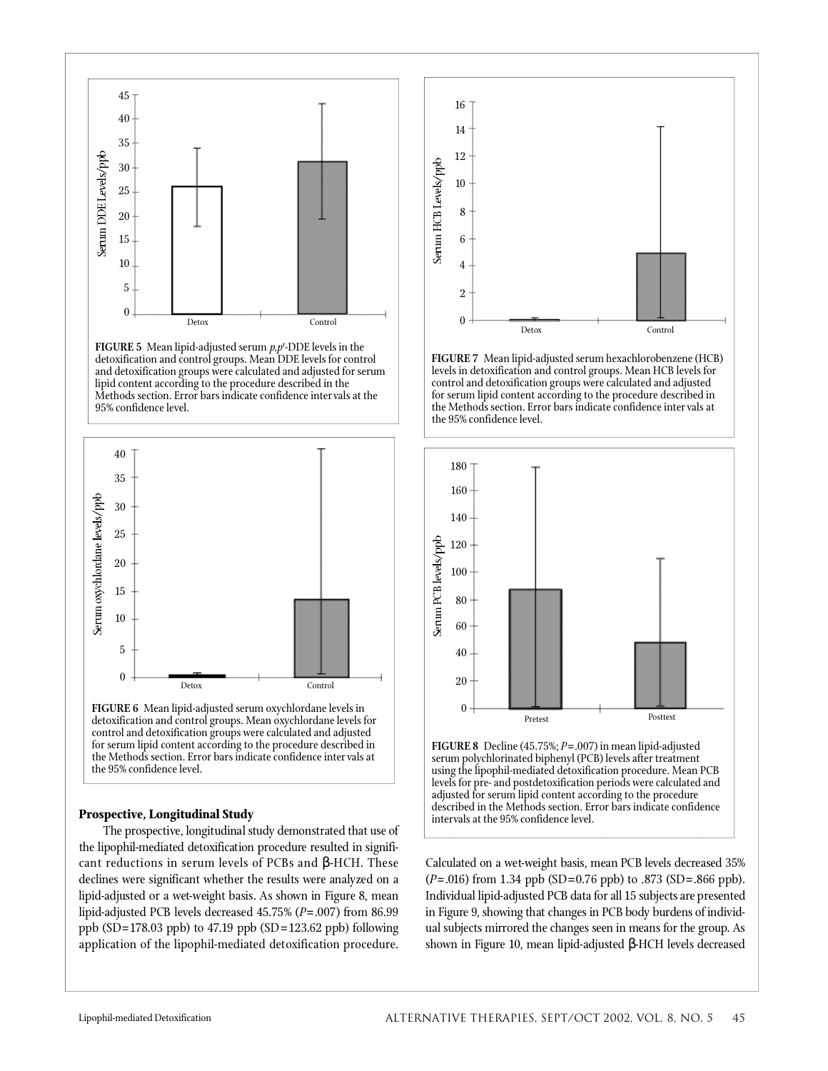**FIGURE 5** Mean lipid-adjusted serum *p,p*'-DDE levels in the detoxification and control groups. Mean DDE levels for control and detoxification groups were calculated and adjusted for serum lipid content according to the procedure described in the Methods section. Error bars indicate confidence intervals at the 95% confidence level.

**FIGURE 6** Mean lipid-adjusted serum oxychlordane levels in detoxification and control groups. Mean oxychlordane levels for control and detoxification groups were calculated and adjusted for serum lipid content according to the procedure described in the Methods section. Error bars indicate confidence intervals at the 95% confidence level.

**FIGURE 7** Mean lipid-adjusted serum hexachlorobenzene (HCB) levels in detoxification and control groups. Mean HCB levels for control and detoxification groups were calculated and adjusted for serum lipid content according to the procedure described in the Methods section. Error bars indicate confidence intervals at the 95% confidence level.

**FIGURE 8** Decline (45.75%; $P=.007$) in mean lipid-adjusted serum polychlorinated biphenyl (PCB) levels after treatment using the lipophil-mediated detoxification procedure. Mean PCB levels for pre- and postdetoxification periods were calculated and adjusted for serum lipid content according to the procedure described in the Methods section. Error bars indicate confidence intervals at the 95% confidence level.

### Prospective, Longitudinal Study

The prospective, longitudinal study demonstrated that use of the lipophil-mediated detoxification procedure resulted in significant reductions in serum levels of PCBs and β-HCH. These declines were significant whether the results were analyzed on a lipid-adjusted or a wet-weight basis. As shown in Figure 8, mean lipid-adjusted PCB levels decreased 45.75% ($P=.007$) from 86.99 ppb (SD=178.03 ppb) to 47.19 ppb (SD=123.62 ppb) following application of the lipophil-mediated detoxification procedure. Calculated on a wet-weight basis, mean PCB levels decreased 35% ($P=.016$) from 1.34 ppb (SD=0.76 ppb) to .873 (SD=.866 ppb). Individual lipid-adjusted PCB data for all 15 subjects are presented in Figure 9, showing that changes in PCB body burdens of individual subjects mirrored the changes seen in means for the group. As shown in Figure 10, mean lipid-adjusted β-HCH levels decreased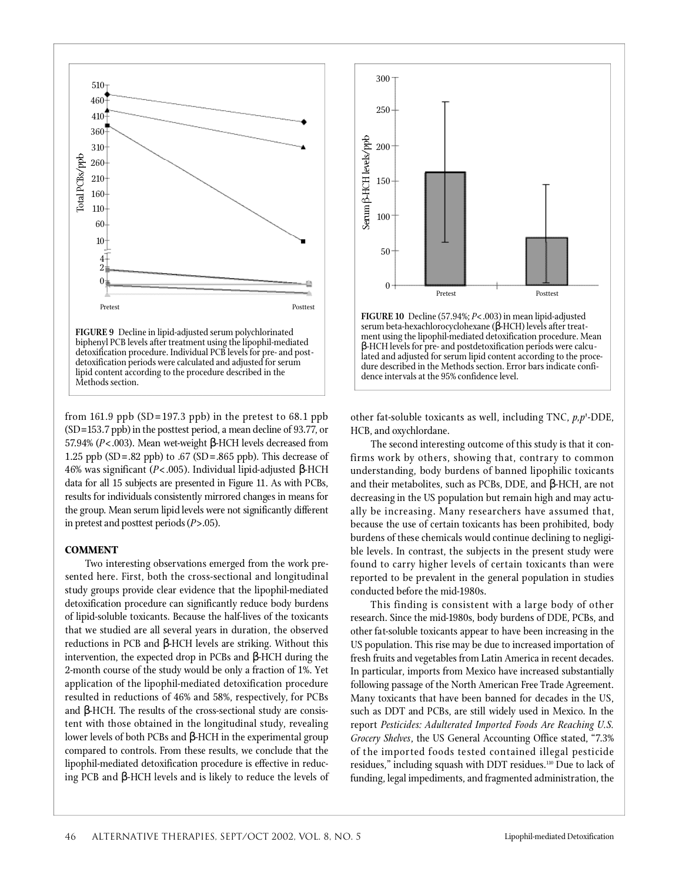FIGURE 9 Decline in lipid-adjusted serum polychlorinated biphenyl PCB levels after treatment using the lipophil-mediated detoxification procedure. Individual PCB levels for pre- and postdetoxification periods were calculated and adjusted for serum lipid content according to the procedure described in the Methods section.

FIGURE 10 Decline (57.94%; $P<.003$) in mean lipid-adjusted serum beta-hexachlorocyclohexane (β-HCH) levels after treatment using the lipophil-mediated detoxification procedure. Mean β-HCH levels for pre- and postdetoxification periods were calculated and adjusted for serum lipid content according to the procedure described in the Methods section. Error bars indicate confidence intervals at the 95% confidence level.

from 161.9 ppb (SD = 197.3 ppb) in the pretest to 68.1 ppb (SD = 153.7 ppb) in the posttest period, a mean decline of 93.77, or 57.94% ($P<.003$). Mean wet-weight β-HCH levels decreased from 1.25 ppb (SD = .82 ppb) to .67 (SD = .865 ppb). This decrease of 46% was significant ($P<.005$). Individual lipid-adjusted β-HCH data for all 15 subjects are presented in Figure 11. As with PCBs, results for individuals consistently mirrored changes in means for the group. Mean serum lipid levels were not significantly different in pretest and posttest periods ($P>.05$).

## COMMENT

Two interesting observations emerged from the work presented here. First, both the cross-sectional and longitudinal study groups provide clear evidence that the lipophil-mediated detoxification procedure can significantly reduce body burdens of lipid-soluble toxicants. Because the half-lives of the toxicants that we studied are all several years in duration, the observed reductions in PCB and β-HCH levels are striking. Without this intervention, the expected drop in PCBs and β-HCH during the 2-month course of the study would be only a fraction of 1%. Yet application of the lipophil-mediated detoxification procedure resulted in reductions of 46% and 58%, respectively, for PCBs and β-HCH. The results of the cross-sectional study are consistent with those obtained in the longitudinal study, revealing lower levels of both PCBs and β-HCH in the experimental group compared to controls. From these results, we conclude that the lipophil-mediated detoxification procedure is effective in reducing PCB and β-HCH levels and is likely to reduce the levels of other fat-soluble toxicants as well, including TNC, *p,p'*-DDE, HCB, and oxychlordane.

The second interesting outcome of this study is that it confirms work by others, showing that, contrary to common understanding, body burdens of banned lipophilic toxicants and their metabolites, such as PCBs, DDE, and β-HCH, are not decreasing in the US population but remain high and may actually be increasing. Many researchers have assumed that, because the use of certain toxicants has been prohibited, body burdens of these chemicals would continue declining to negligible levels. In contrast, the subjects in the present study were found to carry higher levels of certain toxicants than were reported to be prevalent in the general population in studies conducted before the mid-1980s.

This finding is consistent with a large body of other research. Since the mid-1980s, body burdens of DDE, PCBs, and other fat-soluble toxicants appear to have been increasing in the US population. This rise may be due to increased importation of fresh fruits and vegetables from Latin America in recent decades. In particular, imports from Mexico have increased substantially following passage of the North American Free Trade Agreement. Many toxicants that have been banned for decades in the US, such as DDT and PCBs, are still widely used in Mexico. In the report *Pesticides: Adulterated Imported Foods Are Reaching U.S. Grocery Shelves*, the US General Accounting Office stated, "7.3% of the imported foods tested contained illegal pesticide residues," including squash with DDT residues.[110] Due to lack of funding, legal impediments, and fragmented administration, the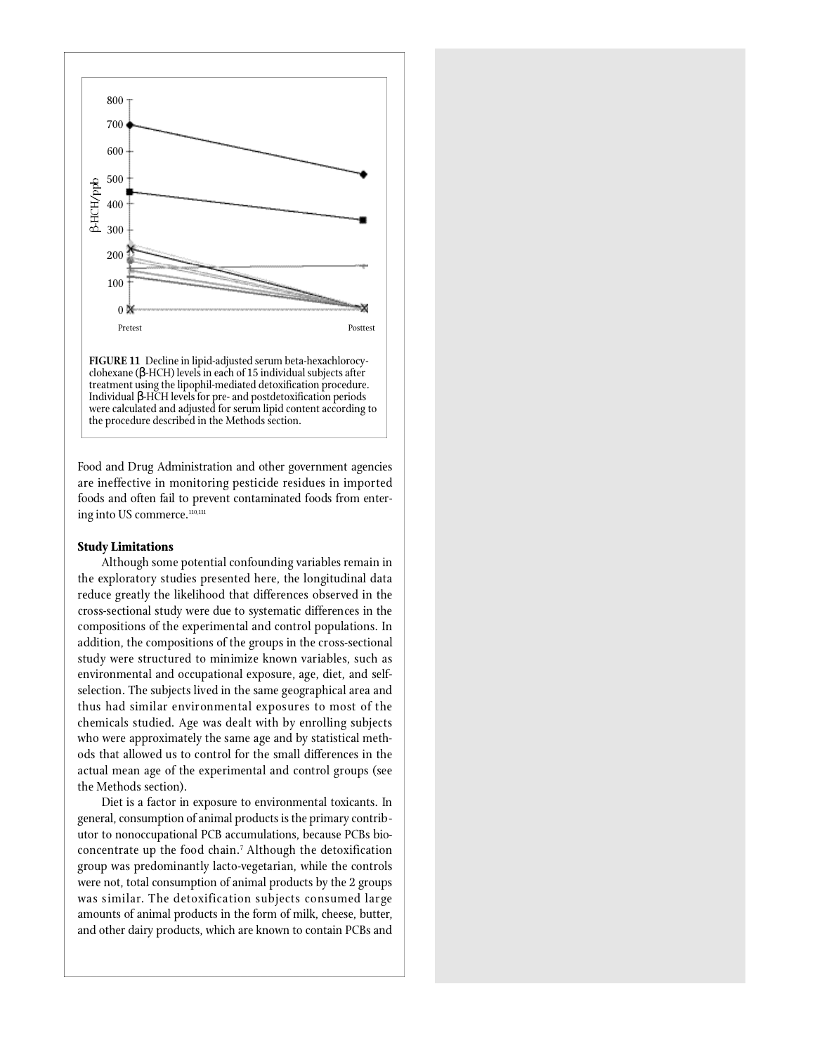**FIGURE 11** Decline in lipid-adjusted serum beta-hexachlorocyclohexane (β-HCH) levels in each of 15 individual subjects after treatment using the lipophil-mediated detoxification procedure. Individual β-HCH levels for pre- and postdetoxification periods were calculated and adjusted for serum lipid content according to the procedure described in the Methods section.

Food and Drug Administration and other government agencies are ineffective in monitoring pesticide residues in imported foods and often fail to prevent contaminated foods from entering into US commerce.[110,111]

### Study Limitations

Although some potential confounding variables remain in the exploratory studies presented here, the longitudinal data reduce greatly the likelihood that differences observed in the cross-sectional study were due to systematic differences in the compositions of the experimental and control populations. In addition, the compositions of the groups in the cross-sectional study were structured to minimize known variables, such as environmental and occupational exposure, age, diet, and self-selection. The subjects lived in the same geographical area and thus had similar environmental exposures to most of the chemicals studied. Age was dealt with by enrolling subjects who were approximately the same age and by statistical methods that allowed us to control for the small differences in the actual mean age of the experimental and control groups (see the Methods section).

Diet is a factor in exposure to environmental toxicants. In general, consumption of animal products is the primary contributor to nonoccupational PCB accumulations, because PCBs bioconcentrate up the food chain.[7] Although the detoxification group was predominantly lacto-vegetarian, while the controls were not, total consumption of animal products by the 2 groups was similar. The detoxification subjects consumed large amounts of animal products in the form of milk, cheese, butter, and other dairy products, which are known to contain PCBs and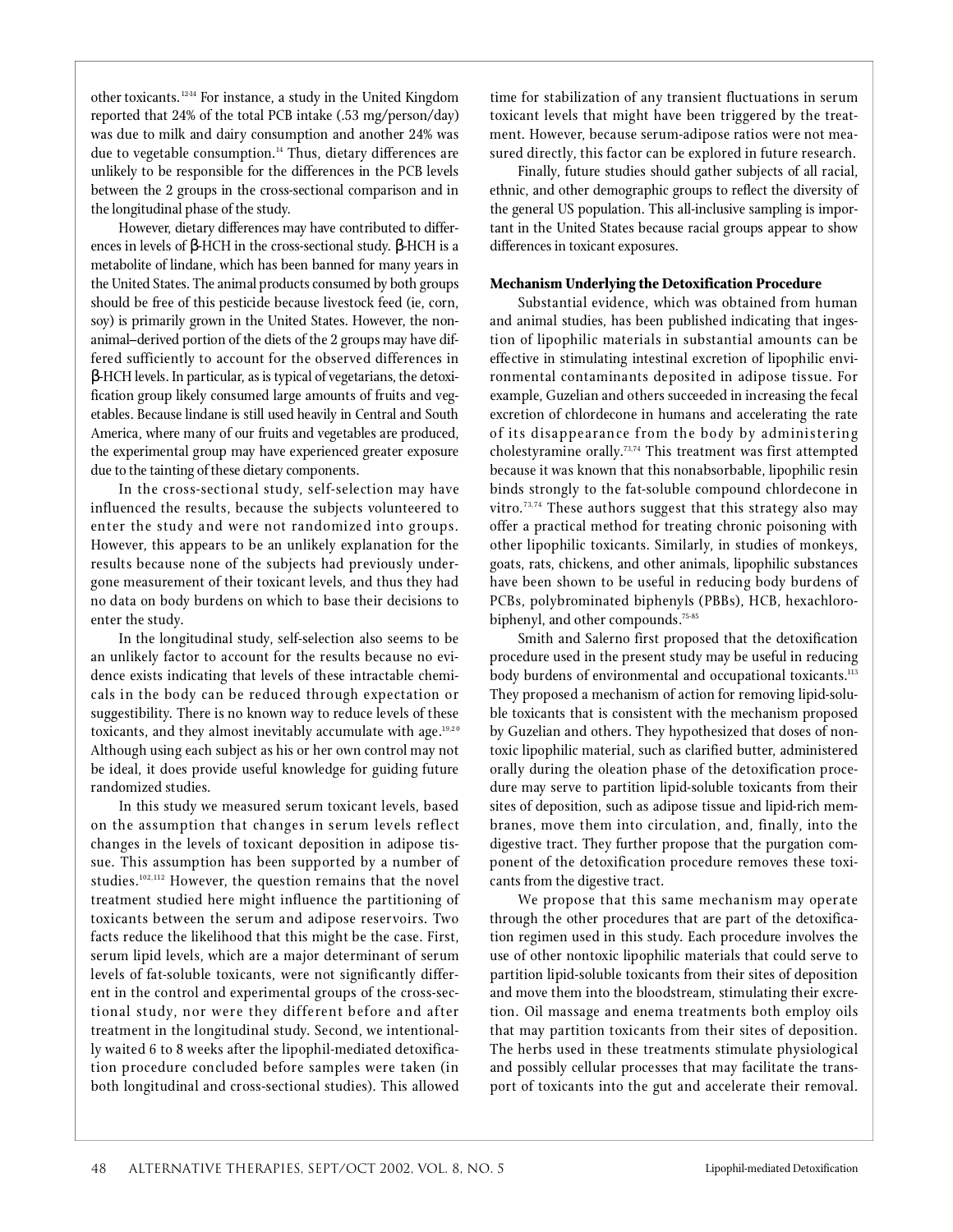other toxicants.[12-14] For instance, a study in the United Kingdom reported that 24% of the total PCB intake (.53 mg/person/day) was due to milk and dairy consumption and another 24% was due to vegetable consumption.[14] Thus, dietary differences are unlikely to be responsible for the differences in the PCB levels between the 2 groups in the cross-sectional comparison and in the longitudinal phase of the study.

However, dietary differences may have contributed to differences in levels of β-HCH in the cross-sectional study. β-HCH is a metabolite of lindane, which has been banned for many years in the United States. The animal products consumed by both groups should be free of this pesticide because livestock feed (ie, corn, soy) is primarily grown in the United States. However, the non-animal–derived portion of the diets of the 2 groups may have differed sufficiently to account for the observed differences in β-HCH levels. In particular, as is typical of vegetarians, the detoxification group likely consumed large amounts of fruits and vegetables. Because lindane is still used heavily in Central and South America, where many of our fruits and vegetables are produced, the experimental group may have experienced greater exposure due to the tainting of these dietary components.

In the cross-sectional study, self-selection may have influenced the results, because the subjects volunteered to enter the study and were not randomized into groups. However, this appears to be an unlikely explanation for the results because none of the subjects had previously undergone measurement of their toxicant levels, and thus they had no data on body burdens on which to base their decisions to enter the study.

In the longitudinal study, self-selection also seems to be an unlikely factor to account for the results because no evidence exists indicating that levels of these intractable chemicals in the body can be reduced through expectation or suggestibility. There is no known way to reduce levels of these toxicants, and they almost inevitably accumulate with age.[19,20] Although using each subject as his or her own control may not be ideal, it does provide useful knowledge for guiding future randomized studies.

In this study we measured serum toxicant levels, based on the assumption that changes in serum levels reflect changes in the levels of toxicant deposition in adipose tissue. This assumption has been supported by a number of studies.[102,112] However, the question remains that the novel treatment studied here might influence the partitioning of toxicants between the serum and adipose reservoirs. Two facts reduce the likelihood that this might be the case. First, serum lipid levels, which are a major determinant of serum levels of fat-soluble toxicants, were not significantly different in the control and experimental groups of the cross-sectional study, nor were they different before and after treatment in the longitudinal study. Second, we intentionally waited 6 to 8 weeks after the lipophil-mediated detoxification procedure concluded before samples were taken (in both longitudinal and cross-sectional studies). This allowed time for stabilization of any transient fluctuations in serum toxicant levels that might have been triggered by the treatment. However, because serum-adipose ratios were not measured directly, this factor can be explored in future research.

Finally, future studies should gather subjects of all racial, ethnic, and other demographic groups to reflect the diversity of the general US population. This all-inclusive sampling is important in the United States because racial groups appear to show differences in toxicant exposures.

**Mechanism Underlying the Detoxification Procedure**

Substantial evidence, which was obtained from human and animal studies, has been published indicating that ingestion of lipophilic materials in substantial amounts can be effective in stimulating intestinal excretion of lipophilic environmental contaminants deposited in adipose tissue. For example, Guzelian and others succeeded in increasing the fecal excretion of chlordecone in humans and accelerating the rate of its disappearance from the body by administering cholestyramine orally.[73,74] This treatment was first attempted because it was known that this nonabsorbable, lipophilic resin binds strongly to the fat-soluble compound chlordecone in vitro.[73,74] These authors suggest that this strategy also may offer a practical method for treating chronic poisoning with other lipophilic toxicants. Similarly, in studies of monkeys, goats, rats, chickens, and other animals, lipophilic substances have been shown to be useful in reducing body burdens of PCBs, polybrominated biphenyls (PBBs), HCB, hexachlorobiphenyl, and other compounds.[75-85]

Smith and Salerno first proposed that the detoxification procedure used in the present study may be useful in reducing body burdens of environmental and occupational toxicants.[113] They proposed a mechanism of action for removing lipid-soluble toxicants that is consistent with the mechanism proposed by Guzelian and others. They hypothesized that doses of nontoxic lipophilic material, such as clarified butter, administered orally during the oleation phase of the detoxification procedure may serve to partition lipid-soluble toxicants from their sites of deposition, such as adipose tissue and lipid-rich membranes, move them into circulation, and, finally, into the digestive tract. They further propose that the purgation component of the detoxification procedure removes these toxicants from the digestive tract.

We propose that this same mechanism may operate through the other procedures that are part of the detoxification regimen used in this study. Each procedure involves the use of other nontoxic lipophilic materials that could serve to partition lipid-soluble toxicants from their sites of deposition and move them into the bloodstream, stimulating their excretion. Oil massage and enema treatments both employ oils that may partition toxicants from their sites of deposition. The herbs used in these treatments stimulate physiological and possibly cellular processes that may facilitate the transport of toxicants into the gut and accelerate their removal.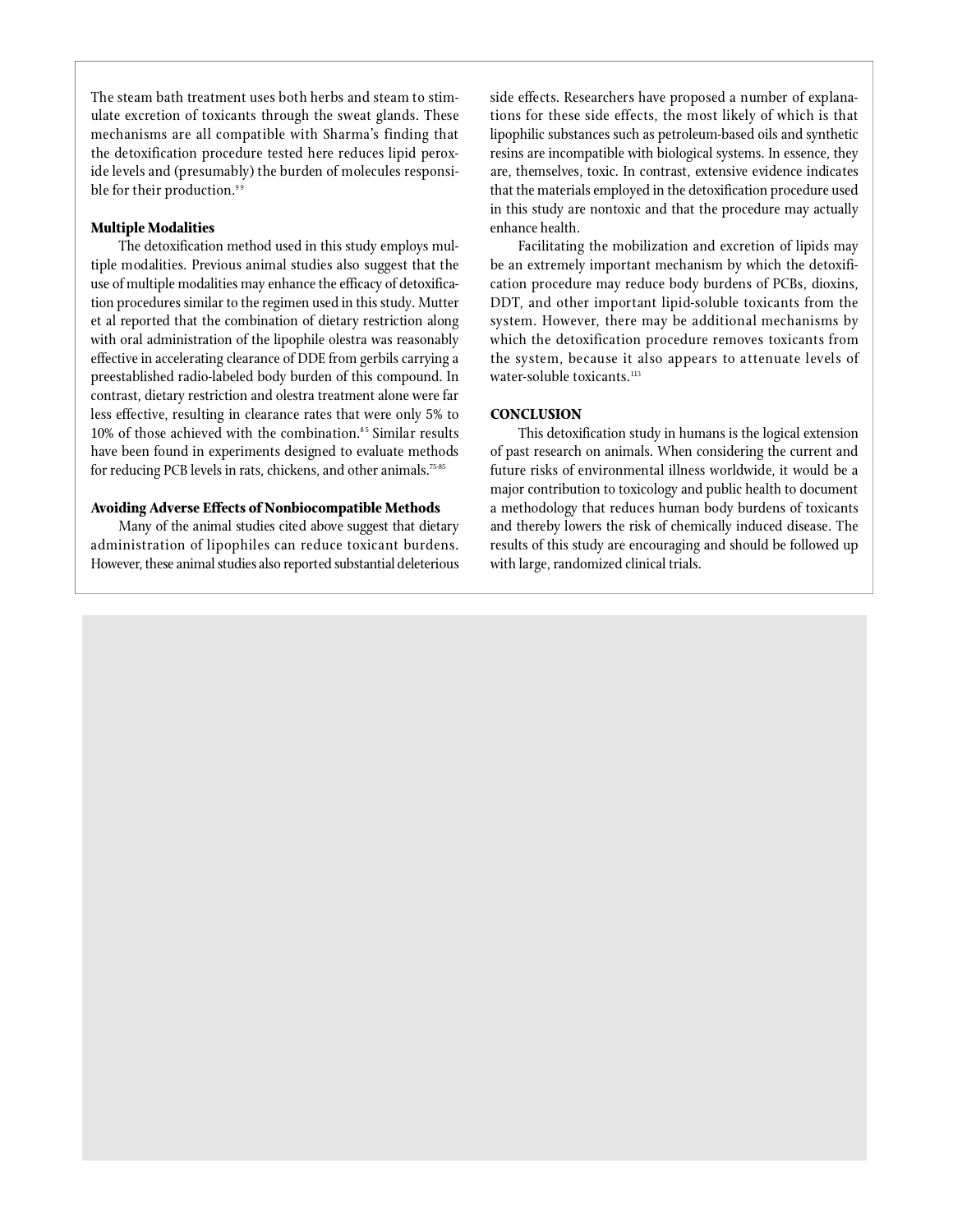The steam bath treatment uses both herbs and steam to stimulate excretion of toxicants through the sweat glands. These mechanisms are all compatible with Sharma's finding that the detoxification procedure tested here reduces lipid peroxide levels and (presumably) the burden of molecules responsible for their production.[99]

### Multiple Modalities

The detoxification method used in this study employs multiple modalities. Previous animal studies also suggest that the use of multiple modalities may enhance the efficacy of detoxification procedures similar to the regimen used in this study. Mutter et al reported that the combination of dietary restriction along with oral administration of the lipophile olestra was reasonably effective in accelerating clearance of DDE from gerbils carrying a preestablished radio-labeled body burden of this compound. In contrast, dietary restriction and olestra treatment alone were far less effective, resulting in clearance rates that were only 5% to 10% of those achieved with the combination.[85] Similar results have been found in experiments designed to evaluate methods for reducing PCB levels in rats, chickens, and other animals.[75-85]

### Avoiding Adverse Effects of Nonbiocompatible Methods

Many of the animal studies cited above suggest that dietary administration of lipophiles can reduce toxicant burdens. However, these animal studies also reported substantial deleterious side effects. Researchers have proposed a number of explanations for these side effects, the most likely of which is that lipophilic substances such as petroleum-based oils and synthetic resins are incompatible with biological systems. In essence, they are, themselves, toxic. In contrast, extensive evidence indicates that the materials employed in the detoxification procedure used in this study are nontoxic and that the procedure may actually enhance health.

Facilitating the mobilization and excretion of lipids may be an extremely important mechanism by which the detoxification procedure may reduce body burdens of PCBs, dioxins, DDT, and other important lipid-soluble toxicants from the system. However, there may be additional mechanisms by which the detoxification procedure removes toxicants from the system, because it also appears to attenuate levels of water-soluble toxicants.[113]

## CONCLUSION

This detoxification study in humans is the logical extension of past research on animals. When considering the current and future risks of environmental illness worldwide, it would be a major contribution to toxicology and public health to document a methodology that reduces human body burdens of toxicants and thereby lowers the risk of chemically induced disease. The results of this study are encouraging and should be followed up with large, randomized clinical trials.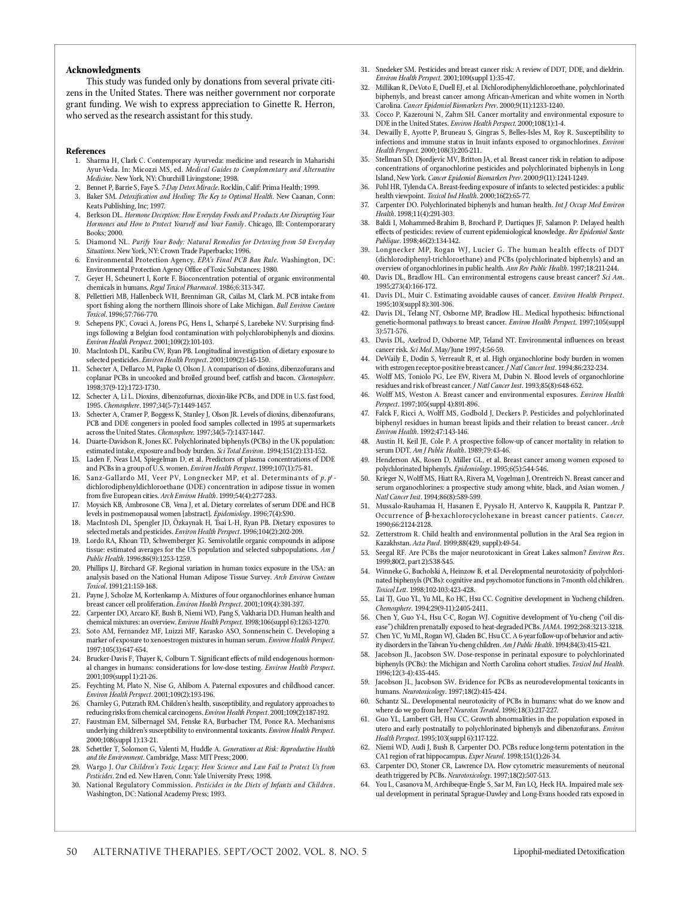## Acknowledgments

This study was funded only by donations from several private citizens in the United States. There was neither government nor corporate grant funding. We wish to express appreciation to Ginette R. Herron, who served as the research assistant for this study.

## References

1. Sharma H, Clark C. Contemporary Ayurveda: medicine and research in Maharishi Ayur-Veda. In: Micozzi MS, ed. *Medical Guides to Complementary and Alternative Medicine*. New York, NY: Churchill Livingstone; 1998.
2. Bennet P, Barrie S, Faye S. *7-Day Detox Miracle*. Rocklin, Calif: Prima Health; 1999.
3. Baker SM. *Detoxification and Healing: The Key to Optimal Health*. New Caanan, Conn: Keats Publishing, Inc; 1997.
4. Berkson DL. *Hormone Deception: How Everyday Foods and Products Are Disrupting Your Hormones and How to Protect Yourself and Your Family*. Chicago, Ill: Contemporarary Books; 2000.
5. Diamond NL. *Purify Your Body: Natural Remedies for Detoxing from 50 Everyday Situations*. New York, NY: Crown Trade Paperbacks; 1996.
6. Environmental Protection Agency. *EPA's Final PCB Ban Rule*. Washington, DC: Environmental Protection Agency Office of Toxic Substances; 1980.
7. Geyer H, Scheunert I, Korte F. Bioconcentration potential of organic environmental chemicals in humans. *Regul Toxicol Pharmacol*. 1986;6:313-347.
8. Pellettieri MB, Hallenbeck WH, Brenniman GR, Cailas M, Clark M. PCB intake from sport fishing along the northern Illinois shore of Lake Michigan. *Bull Environ Contam Toxicol*. 1996;57:766-770.
9. Schepens PJC, Covaci A, Jorens PG, Hens L, Scharpé S, Larebeke NV. Surprising findings following a Belgian food contamination with polychlorobiphenyls and dioxins. *Environ Health Perspect.* 2001;109(2):101-103.
10. MacIntosh DL, Karibu CW, Ryan PB. Longitudinal investigation of dietary exposure to selected pesticides. *Environ Health Perspect*. 2001;109(2):145-150.
11. Schecter A, Dellarco M, Papke O, Olson J. A comparison of dioxins, dibenzofurans and coplanar PCBs in uncooked and broiled ground beef, catfish and bacon. *Chemosphere*. 1998;37(9-12):1723-1730.
12. Schecter A, Li L. Dioxins, dibenzofurnas, dioxin-like PCBs, and DDE in U.S. fast food, 1995. *Chemosphere*. 1997;34(5-7):1449-1457.
13. Schecter A, Cramer P, Boggess K, Stanley J, Olson JR. Levels of dioxins, dibenzofurans, PCB and DDE congeners in pooled food samples collected in 1995 at supermarkets across the United States. *Chemosphere.* 1997;34(5-7):1437-1447.
14. Duarte-Davidson R, Jones KC. Polychlorinated biphenyls (PCBs) in the UK population: estimated intake, exposure and body burden. *Sci Total Environ*. 1994;151(2):131-152.
15. Laden F, Neas LM, Spiegelman D, et al. Predictors of plasma concentrations of DDE and PCBs in a group of U.S. women. *Environ Health Perspect*. 1999;107(1):75-81.
16. Sanz-Gallardo MI, Veer PV, Longnecker MP, et al. Determinants of *p, p'*-dichlorodiphenyldichloroethane (DDE) concentration in adipose tissue in women from five European cities. *Arch Environ Health*. 1999;54(4):277-283.
17. Moysich KB, Ambrosone CB, Vena J, et al. Dietary correlates of serum DDE and HCB levels in postmenopausal women [abstract]. *Epidemiology*. 1996;7(4):S90.
18. MacIntosh DL, Spengler JD, Özkaynak H, Tsai L-H, Ryan PB. Dietary exposures to selected metals and pesticides. *Environ Health Perspect*. 1996;104(2):202-209.
19. Lordo RA, Khoan TD, Schwemberger JG. Semivolatile organic compounds in adipose tissue: estimated averages for the US population and selected subpopulations. *Am J Public Health*. 1996;86(9):1253-1259.
20. Phillips LJ, Birchard GF. Regional variation in human toxics exposure in the USA: an analysis based on the National Human Adipose Tissue Survey. *Arch Environ Contam Toxicol*. 1991;21:159-168.
21. Payne J, Scholze M, Kortenkamp A. Mixtures of four organochlorines enhance human breast cancer cell proliferation. *Environ Health Perspect*. 2001;109(4):391-397.
22. Carpenter DO, Arcaro KF, Bush B, Niemi WD, Pang S, Vakharia DD. Human health and chemical mixtures: an overview. *Environ Health Perspect*. 1998;106(suppl 6):1263-1270.
23. Soto AM, Fernandez MF, Luizzi MF, Karasko ASO, Sonnenschein C. Developing a marker of exposure to xenoestrogen mixtures in human serum. *Environ Health Perspect*. 1997;105(3):647-654.
24. Brucker-Davis F, Thayer K, Colburn T. Significant effects of mild endogenous hormonal changes in humans: considerations for low-dose testing. *Environ Health Perspect*. 2001;109(suppl 1):21-26.
25. Feychting M, Plato N, Nise G, Ahlbom A. Paternal exposures and childhood cancer. *Environ Health Perspect*. 2001;109(2):193-196.
26. Charnley G, Putzrath RM. Children's health, susceptibility, and regulatory approaches to reducing risks from chemical carcinogens. *Environ Health Perspect*. 2001;109(2):187-192.
27. Faustman EM, Silbernagel SM, Fenske RA, Burbacher TM, Ponce RA. Mechanisms underlying children's susceptibility to environmental toxicants. *Environ Health Perspect*. 2000;108(suppl 1):13-21.
28. Schettler T, Solomon G, Valenti M, Huddle A. *Generations at Risk: Reproductive Health and the Environment*. Cambridge, Mass: MIT Press; 2000.
29. Wargo J. *Our Children's Toxic Legacy: How Science and Law Fail to Protect Us from Pesticides*. 2nd ed. New Haven, Conn: Yale University Press; 1998.
30. National Regulatory Commission. *Pesticides in the Diets of Infants and Children*. Washington, DC: National Academy Press; 1993.
31. Snedeker SM. Pesticides and breast cancer risk: A review of DDT, DDE, and dieldrin. *Environ Health Perspect.* 2001;109(suppl 1):35-47.
32. Millikan R, DeVoto E, Duell EJ, et al. Dichlorodiphenyldichloroethane, polychlorinated biphenyls, and breast cancer among African-American and white women in North Carolina. *Cancer Epidemiol Biomarkers Prev*. 2000;9(11):1233-1240.
33. Cocco P, Kazerouni N, Zahm SH. Cancer mortality and environmental exposure to DDE in the United States. *Environ Health Perspect.* 2000;108(1):1-4.
34. Dewailly E, Ayotte P, Bruneau S, Gingras S, Belles-Isles M, Roy R. Susceptibility to infections and immune status in Inuit infants exposed to organochlorines. *Environ Health Perspect.* 2000;108(3):205-211.
35. Stellman SD, Djordjevic MV, Britton JA, et al. Breast cancer risk in relation to adipose concentrations of organochlorine pesticides and polychlorinated biphenyls in Long Island, New York. *Cancer Epidemiol Biomarkers Prev*. 2000;9(11):1241-1249.
36. Pohl HR, Tylenda CA. Breast-feeding exposure of infants to selected pesticides: a public health viewpoint. *Toxicol Ind Health*. 2000;16(2):65-77.
37. Carpenter DO. Polychlorinated biphenyls and human health. *Int J Occup Med Environ Health*. 1998;11(4):291-303.
38. Baldi I, Mohammed-Brahim B, Brochard P, Dartiques JF, Salamon P. Delayed health effects of pesticides: review of current epidemiological knowledge. *Rev Epidemiol Sante Publique*. 1998;46(2):134-142.
39. Longnecker MP, Rogan WJ, Lucier G. The human health effects of DDT (dichlorodiphenyl-trichloroethane) and PCBs (polychlorinated biphenyls) and an overview of organochlorines in public health. *Ann Rev Public Health*. 1997;18:211-244.
40. Davis DL, Bradlow HL. Can environmental estrogens cause breast cancer? *Sci Am*. 1995;273(4):166-172.
41. Davis DL, Muir C. Estimating avoidable causes of cancer. *Environ Health Perspect*. 1995;103(suppl 8):301-306.
42. Davis DL, Telang NT, Osborne MP, Bradlow HL. Medical hypothesis: bifunctional genetic-hormonal pathways to breast cancer. *Environ Health Perspect*. 1997;105(suppl 3):571-576.
43. Davis DL, Axelrod D, Osborne MP, Teland NT. Environmental influences on breast cancer risk. *Sci Med*. May/June 1997;4:56-59.
44. DeWaily E, Dodin S, Verreault R, et al. High organochlorine body burden in women with estrogen receptor-positive breast cancer. *J Natl Cancer Inst*. 1994;86:232-234.
45. Wolff MS, Toniolo PG, Lee EW, Rivera M, Dubin N. Blood levels of organochlorine residues and risk of breast cancer. *J Natl Cancer Inst*. 1993;85(8):648-652.
46. Wolff MS, Weston A. Breast cancer and environmental exposures. *Environ Health Perspect*. 1997;105(suppl 4):891-896.
47. Falck F, Ricci A, Wolff MS, Godbold J, Deckers P. Pesticides and polychlorinated biphenyl residues in human breast lipids and their relation to breast cancer. *Arch Environ Health*. 1992;47:143-146.
48. Austin H, Keil JE, Cole P. A prospective follow-up of cancer mortality in relation to serum DDT. *Am J Public Health*. 1989;79:43-46.
49. Henderson AK, Rosen D, Miller GL, et al. Breast cancer among women exposed to polychlorinated biphenyls. *Epidemiology*. 1995;6(5):544-546.
50. Krieger N, Wolff MS, Hiatt RA, Rivera M, Vogelman J, Orentreich N. Breast cancer and serum organochlorines: a prospective study among white, black, and Asian women. *J Natl Cancer Inst*. 1994;86(8):589-599.
51. Mussalo-Rauhamaa H, Hasanen E, Pyysalo H, Antervo K, Kauppila R, Pantzar P. Occurrence of β-hexachlorocyclohexane in breast cancer patients. *Cancer.* 1990;66:2124-2128.
52. Zetterstrom R. Child health and environmental pollution in the Aral Sea region in Kazakhstan. *Acta Paed*. 1999;88(429, suppl):49-54.
53. Seegal RF. Are PCBs the major neurotoxicant in Great Lakes salmon? *Environ Res*. 1999;80(2, part 2):S38-S45.
54. Winneke G, Bucholski A, Heinzow B, et al. Developmental neurotoxicity of polychlorinated biphenyls (PCBs): cognitive and psychomotor functions in 7-month old children. *Toxicol Lett*. 1998;102-103:423-428.
55. Lai TJ, Guo YL, Yu ML, Ko HC, Hsu CC. Cognitive development in Yucheng children. *Chemosphere*. 1994;29(9-11):2405-2411.
56. Chen Y, Guo Y-L, Hsu C-C, Rogan WJ. Cognitive development of Yu-cheng ("oil disease") children prenatally exposed to heat-degraded PCBs. *JAMA*. 1992;268:3213-3218.
57. Chen YC, Yu ML, Rogan WJ, Gladen BC, Hsu CC. A 6-year follow-up of behavior and activity disorders in the Taiwan Yu-cheng children. *Am J Public Health*. 1994;84(3):415-421.
58. Jacobson JL, Jacobson SW. Dose-response in perinatal exposure to polychlorinated biphenyls (PCBs): the Michigan and North Carolina cohort studies. *Toxicol Ind Health*. 1996;12(3-4):435-445.
59. Jacobson JL, Jacobson SW. Evidence for PCBs as neurodevelopmental toxicants in humans. *Neurotoxicology*. 1997;18(2):415-424.
60. Schantz SL. Developmental neurotoxicity of PCBs in humans: what do we know and where do we go from here? *Neurotox Teratol*. 1996;18(3):217-227.
61. Guo YL, Lambert GH, Hsu CC. Growth abnormalities in the population exposed in utero and early postnatally to polychlorinated biphenyls and dibenzofurans. *Environ Health Perspect*. 1995;103(suppl 6):117-122.
62. Niemi WD, Audi J, Bush B, Carpenter DO. PCBs reduce long-term potentiation in the CA1 region of rat hippocampus. *Exper Neurol*. 1998;151(1):26-34.
63. Carpenter DO, Stoner CR, Lawrence DA. Flow cytometric measurements of neuronal death triggered by PCBs. *Neurotoxicology*. 1997;18(2):507-513.
64. You L, Casanova M, Archibeque-Engle S, Sar M, Fan LQ, Heck HA. Impaired male sexual development in perinatal Sprague-Dawley and Long-Evans hooded rats exposed in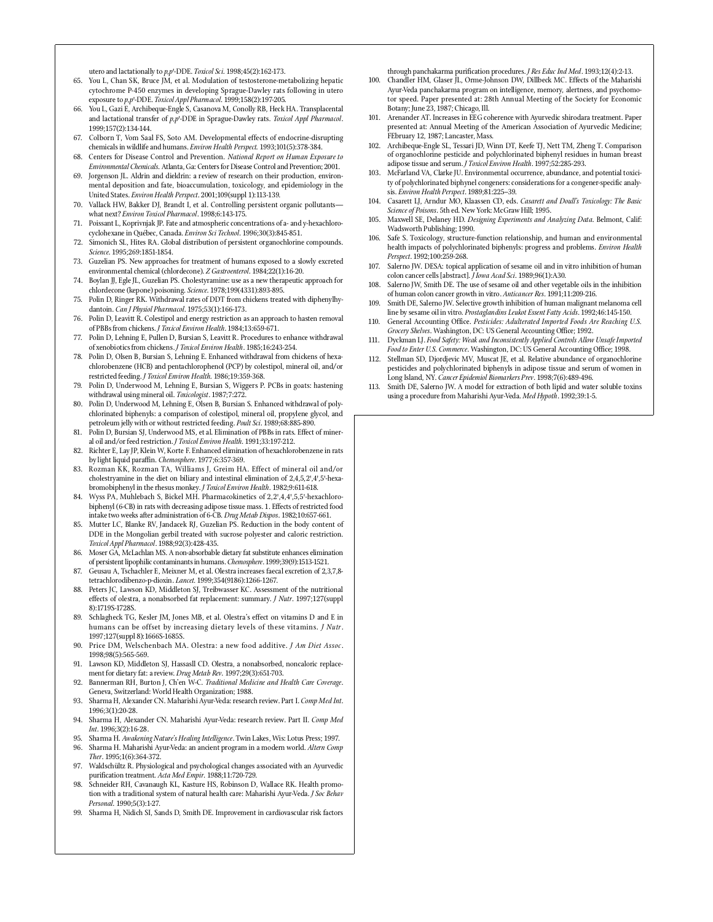utero and lactationally to *p,p'*-DDE. *Toxicol Sci*. 1998;45(2):162-173.

65. You L, Chan SK, Bruce JM, et al. Modulation of testosterone-metabolizing hepatic cytochrome P-450 enzymes in developing Sprague-Dawley rats following in utero exposure to *p,p'*-DDE. *Toxicol Appl Pharmacol*. 1999;158(2):197-205.
66. You L, Gazi E, Archibeque-Engle S, Casanova M, Conolly RB, Heck HA. Transplacental and lactational transfer of *p,p'*-DDE in Sprague-Dawley rats. *Toxicol Appl Pharmacol*. 1999;157(2):134-144.
67. Colborn T, Vom Saal FS, Soto AM. Developmental effects of endocrine-disrupting chemicals in wildlife and humans. *Environ Health Perspect.* 1993;101(5):378-384.
68. Centers for Disease Control and Prevention. *National Report on Human Exposure to Environmental Chemicals*. Atlanta, Ga: Centers for Disease Control and Prevention; 2001.
69. Jorgenson JL. Aldrin and dieldrin: a review of research on their production, environmental deposition and fate, bioaccumulation, toxicology, and epidemiology in the United States. *Environ Health Perspect*. 2001;109(suppl 1):113-139.
70. Vallack HW, Bakker DJ, Brandt I, et al. Controlling persistent organic pollutants—what next? *Environ Toxicol Pharmacol*. 1998;6:143-175.
71. Poissant L, Koprivnjak JP. Fate and atmospheric concentrations of a- and y-hexachlorocyclohexane in Québec, Canada. *Environ Sci Technol*. 1996;30(3):845-851.
72. Simonich SL, Hites RA. Global distribution of persistent organochlorine compounds. *Science*. 1995;269:1851-1854.
73. Guzelian PS. New approaches for treatment of humans exposed to a slowly excreted environmental chemical (chlordecone). *Z Gastroenterol*. 1984;22(1):16-20.
74. Boylan JJ, Egle JL, Guzelian PS. Cholestyramine: use as a new therapeutic approach for chlordecone (kepone) poisoning. *Science*. 1978;199(4331):893-895.
75. Polin D, Ringer RK. Withdrawal rates of DDT from chickens treated with diphenylhydantoin. *Can J Physiol Pharmacol*. 1975;53(1):166-173.
76. Polin D, Leavitt R. Colestipol and energy restriction as an approach to hasten removal of PBBs from chickens. *J Toxicol Environ Health*. 1984;13:659-671.
77. Polin D, Lehning E, Pullen D, Bursian S, Leavitt R. Procedures to enhance withdrawal of xenobiotics from chickens. *J Toxicol Environ Health*. 1985;16:243-254.
78. Polin D, Olsen B, Bursian S, Lehning E. Enhanced withdrawal from chickens of hexachlorobenzene (HCB) and pentachlorophenol (PCP) by colestipol, mineral oil, and/or restricted feeding. *J Toxicol Environ Health.* 1986;19:359-368.
79. Polin D, Underwood M, Lehning E, Bursian S, Wiggers P. PCBs in goats: hastening withdrawal using mineral oil. *Toxicologist*. 1987;7:272.
80. Polin D, Underwood M, Lehning E, Olsen B, Bursian S. Enhanced withdrawal of polychlorinated biphenyls: a comparison of colestipol, mineral oil, propylene glycol, and petroleum jelly with or without restricted feeding. *Poult Sci*. 1989;68:885-890.
81. Polin D, Bursian SJ, Underwood MS, et al. Elimination of PBBs in rats. Effect of mineral oil and/or feed restriction. *J Toxicol Environ Health*. 1991;33:197-212.
82. Richter E, Lay JP, Klein W, Korte F. Enhanced elimination of hexachlorobenzene in rats by light liquid paraffin. *Chemosphere*. 1977;6:357-369.
83. Rozman KK, Rozman TA, Williams J, Greim HA. Effect of mineral oil and/or cholestryamine in the diet on biliary and intestinal elimination of 2,4,5,2',4',5'-hexabromobiphenyl in the rhesus monkey. *J Toxicol Environ Health*. 1982;9:611-618.
84. Wyss PA, Muhlebach S, Bickel MH. Pharmacokinetics of 2,2',4,4',5,5'-hexachlorobiphenyl (6-CB) in rats with decreasing adipose tissue mass. 1. Effects of restricted food intake two weeks after administration of 6-CB. *Drug Metab Dispos*. 1982;10:657-661.
85. Mutter LC, Blanke RV, Jandacek RJ, Guzelian PS. Reduction in the body content of DDE in the Mongolian gerbil treated with sucrose polyester and caloric restriction. *Toxicol Appl Pharmacol*. 1988;92(3):428-435.
86. Moser GA, McLachlan MS. A non-absorbable dietary fat substitute enhances elimination of persistent lipophilic contaminants in humans. *Chemosphere*. 1999;39(9):1513-1521.
87. Geusau A, Tschachler E, Meixner M, et al. Olestra increases faecal excretion of 2,3,7,8-tetrachlorodibenzo-p-dioxin. *Lancet.* 1999;354(9186):1266-1267.
88. Peters JC, Lawson KD, Middleton SJ, Treibwasser KC. Assessment of the nutritional effects of olestra, a nonabsorbed fat replacement: summary. *J Nutr*. 1997;127(suppl 8):1719S-1728S.
89. Schlagheck TG, Kesler JM, Jones MB, et al. Olestra's effect on vitamins D and E in humans can be offset by increasing dietary levels of these vitamins. *J Nutr*. 1997;127(suppl 8):1666S-1685S.
90. Price DM, Welschenbach MA. Olestra: a new food additive. *J Am Diet Assoc*. 1998;98(5):565-569.
91. Lawson KD, Middleton SJ, Hassasll CD. Olestra, a nonabsorbed, noncaloric replacement for dietary fat: a review. *Drug Metab Rev*. 1997;29(3):651-703.
92. Bannerman RH, Burton J, Ch'en W-C. *Traditional Medicine and Health Care Coverage*. Geneva, Switzerland: World Health Organization; 1988.
93. Sharma H, Alexander CN. Maharishi Ayur-Veda: research review. Part I. *Comp Med Int*. 1996;3(1):20-28.
94. Sharma H, Alexander CN. Maharishi Ayur-Veda: research review. Part II. *Comp Med Int*. 1996;3(2):16-28.
95. Sharma H. *Awakening Nature's Healing Intelligence*. Twin Lakes, Wis: Lotus Press; 1997.
96. Sharma H. Maharishi Ayur-Veda: an ancient program in a modern world. *Altern Comp Ther*. 1995;1(6):364-372.
97. Waldschültz R. Physiological and psychological changes associated with an Ayurvedic purification treatment. *Acta Med Empir*. 1988;11:720-729.
98. Schneider RH, Cavanaugh KL, Kasture HS, Robinson D, Wallace RK. Health promotion with a traditional system of natural health care: Maharishi Ayur-Veda. *J Soc Behav Personal*. 1990;5(3):1-27.
99. Sharma H, Nidich SI, Sands D, Smith DE. Improvement in cardiovascular risk factors through panchakarma purification procedures. *J Res Educ Ind Med*. 1993;12(4):2-13.
100. Chandler HM, Glaser JL, Orme-Johnson DW, Dillbeck MC. Effects of the Maharishi Ayur-Veda panchakarma program on intelligence, memory, alertness, and psychomotor speed. Paper presented at: 28th Annual Meeting of the Society for Economic Botany; June 23, 1987; Chicago, Ill.
101. Arenander AT. Increases in EEG coherence with Ayurvedic shirodara treatment. Paper presented at: Annual Meeting of the American Association of Ayurvedic Medicine; FEbruary 12, 1987; Lancaster, Mass.
102. Archibeque-Engle SL, Tessari JD, Winn DT, Keefe TJ, Nett TM, Zheng T. Comparison of organochlorine pesticide and polychlorinated biphenyl residues in human breast adipose tissue and serum. *J Toxicol Environ Health*. 1997;52:285-293.
103. McFarland VA, Clarke JU. Environmental occurrence, abundance, and potential toxicity of polychlorinated biphynel congeners: considerations for a congener-specific analysis. *Environ Health Perspect*. 1989;81:225–39.
104. Casarett LJ, Arndur MO, Klaassen CD, eds. *Casarett and Doull's Toxicology: The Basic Science of Poisons*. 5th ed. New York: McGraw Hill; 1995.
105. Maxwell SE, Delaney HD. *Designing Experiments and Analyzing Data*. Belmont, Calif: Wadsworth Publishing; 1990.
106. Safe S. Toxicology, structure-function relationship, and human and environmental health impacts of polychlorinated biphenyls: progress and problems. *Environ Health Perspect*. 1992;100:259-268.
107. Salerno JW. DESA: topical application of sesame oil and in vitro inhibition of human colon cancer cells [abstract]. *J Iowa Acad Sci*. 1989;96(1):A30.
108. Salerno JW, Smith DE. The use of sesame oil and other vegetable oils in the inhibition of human colon cancer growth in vitro. *Anticancer Res*. 1991;11:209-216.
109. Smith DE, Salerno JW. Selective growth inhibition of human malignant melanoma cell line by sesame oil in vitro. *Prostaglandins Leukot Essent Fatty Acids*. 1992;46:145-150.
110. General Accounting Office. *Pesticides: Adulterated Imported Foods Are Reaching U.S. Grocery Shelves*. Washington, DC: US General Accounting Office; 1992.
111. Dyckman LJ. *Food Safety: Weak and Inconsistently Applied Controls Allow Unsafe Imported Food to Enter U.S. Commerce*. Washington, DC: US General Accounting Office; 1998.
112. Stellman SD, Djordjevic MV, Muscat JE, et al. Relative abundance of organochlorine pesticides and polychlorinated biphenyls in adipose tissue and serum of women in Long Island, NY. *Cancer Epidemiol Biomarkers Prev*. 1998;7(6):489-496.
113. Smith DE, Salerno JW. A model for extraction of both lipid and water soluble toxins using a procedure from Maharishi Ayur-Veda. *Med Hypoth*. 1992;39:1-5.